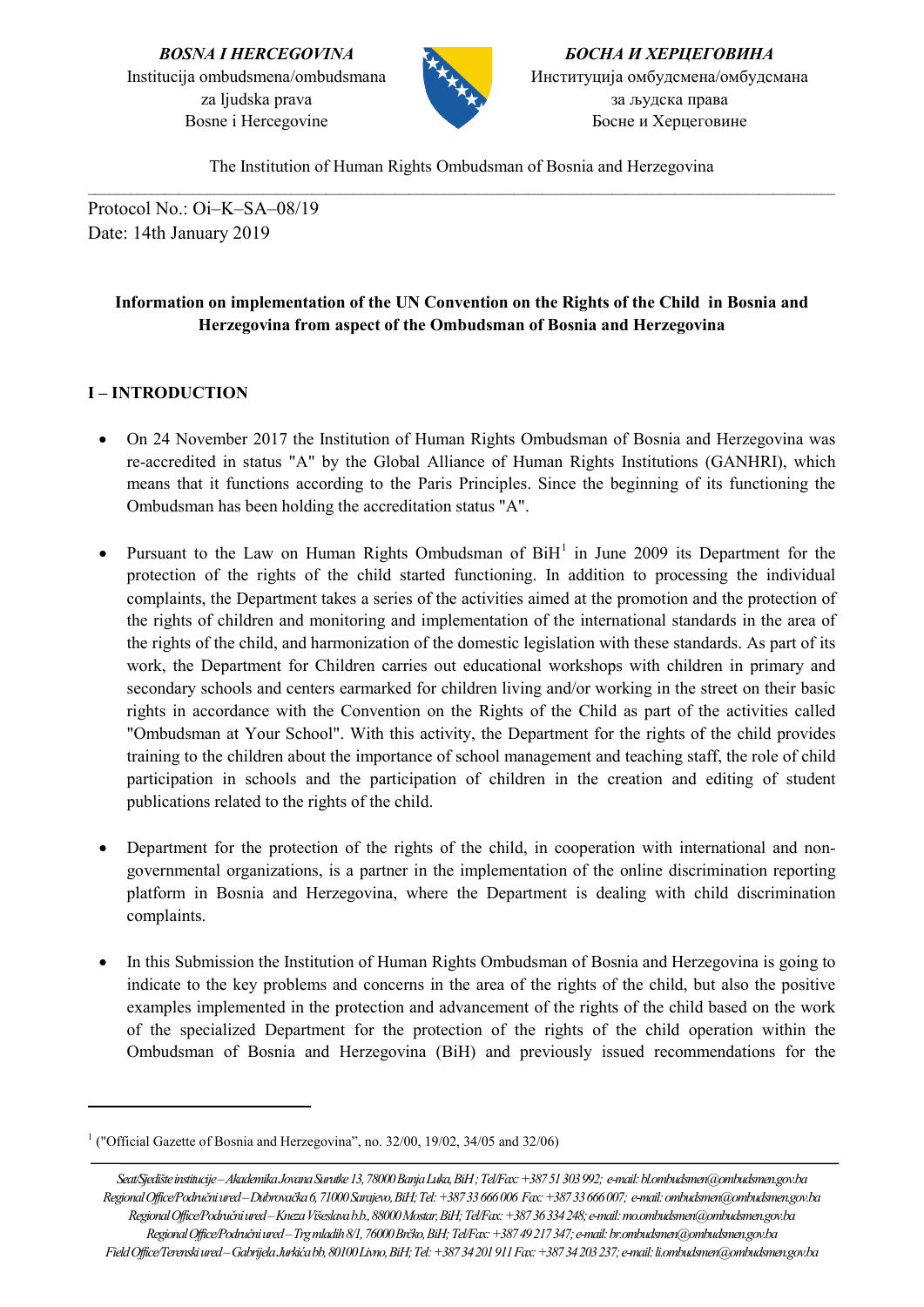**BOSNA I HERCEGOVINA**
Institucija ombudsmena/ombudsmana
za ljudska prava
Bosne i Hercegovine

**БОСНА И ХЕРЦЕГОВИНА**
Институција омбудсмена/омбудсмана
за људска права
Босне и Херцеговине

The Institution of Human Rights Ombudsman of Bosnia and Herzegovina

Protocol No.: Oi–K–SA–08/19
Date: 14th January 2019

**Information on implementation of the UN Convention on the Rights of the Child in Bosnia and Herzegovina from aspect of the Ombudsman of Bosnia and Herzegovina**

## I – INTRODUCTION

- On 24 November 2017 the Institution of Human Rights Ombudsman of Bosnia and Herzegovina was re-accredited in status "A" by the Global Alliance of Human Rights Institutions (GANHRI), which means that it functions according to the Paris Principles. Since the beginning of its functioning the Ombudsman has been holding the accreditation status "A".

- Pursuant to the Law on Human Rights Ombudsman of BiH[1] in June 2009 its Department for the protection of the rights of the child started functioning. In addition to processing the individual complaints, the Department takes a series of the activities aimed at the promotion and the protection of the rights of children and monitoring and implementation of the international standards in the area of the rights of the child, and harmonization of the domestic legislation with these standards. As part of its work, the Department for Children carries out educational workshops with children in primary and secondary schools and centers earmarked for children living and/or working in the street on their basic rights in accordance with the Convention on the Rights of the Child as part of the activities called "Ombudsman at Your School". With this activity, the Department for the rights of the child provides training to the children about the importance of school management and teaching staff, the role of child participation in schools and the participation of children in the creation and editing of student publications related to the rights of the child.

- Department for the protection of the rights of the child, in cooperation with international and non-governmental organizations, is a partner in the implementation of the online discrimination reporting platform in Bosnia and Herzegovina, where the Department is dealing with child discrimination complaints.

- In this Submission the Institution of Human Rights Ombudsman of Bosnia and Herzegovina is going to indicate to the key problems and concerns in the area of the rights of the child, but also the positive examples implemented in the protection and advancement of the rights of the child based on the work of the specialized Department for the protection of the rights of the child operation within the Ombudsman of Bosnia and Herzegovina (BiH) and previously issued recommendations for the

[1] ("Official Gazette of Bosnia and Herzegovina", no. 32/00, 19/02, 34/05 and 32/06)

*Seat/Sjedište institucije – Akademika Jovana Surutke 13, 78000 Banja Luka, BiH ; Tel/Fax: +387 51 303 992; e-mail: bl.ombudsmen@ombudsmen.gov.ba*
*Regional Office/Područni ured – Dubrovačka 6, 71000 Sarajevo, BiH; Tel: +387 33 666 006 Fax: +387 33 666 007; e-mail: ombudsmen@ombudsmen.gov.ba*
*Regional Office/Područni ured – Kneza Višeslava b.b., 88000 Mostar, BiH; Tel/Fax: +387 36 334 248; e-mail: mo.ombudsmen@ombudsmen.gov.ba*
*Regional Office/Područni ured – Trg mladih 8/1, 76000 Brčko, BiH; Tel/Fax: +387 49 217 347; e-mail: br.ombudsmen@ombudsmen.gov.ba*
*Field Office/Terenski ured – Gabrijela Jurkića bb, 80100 Livno, BiH; Tel: +387 34 201 911 Fax: +387 34 203 237; e-mail: li.ombudsmen@ombudsmen.gov.ba*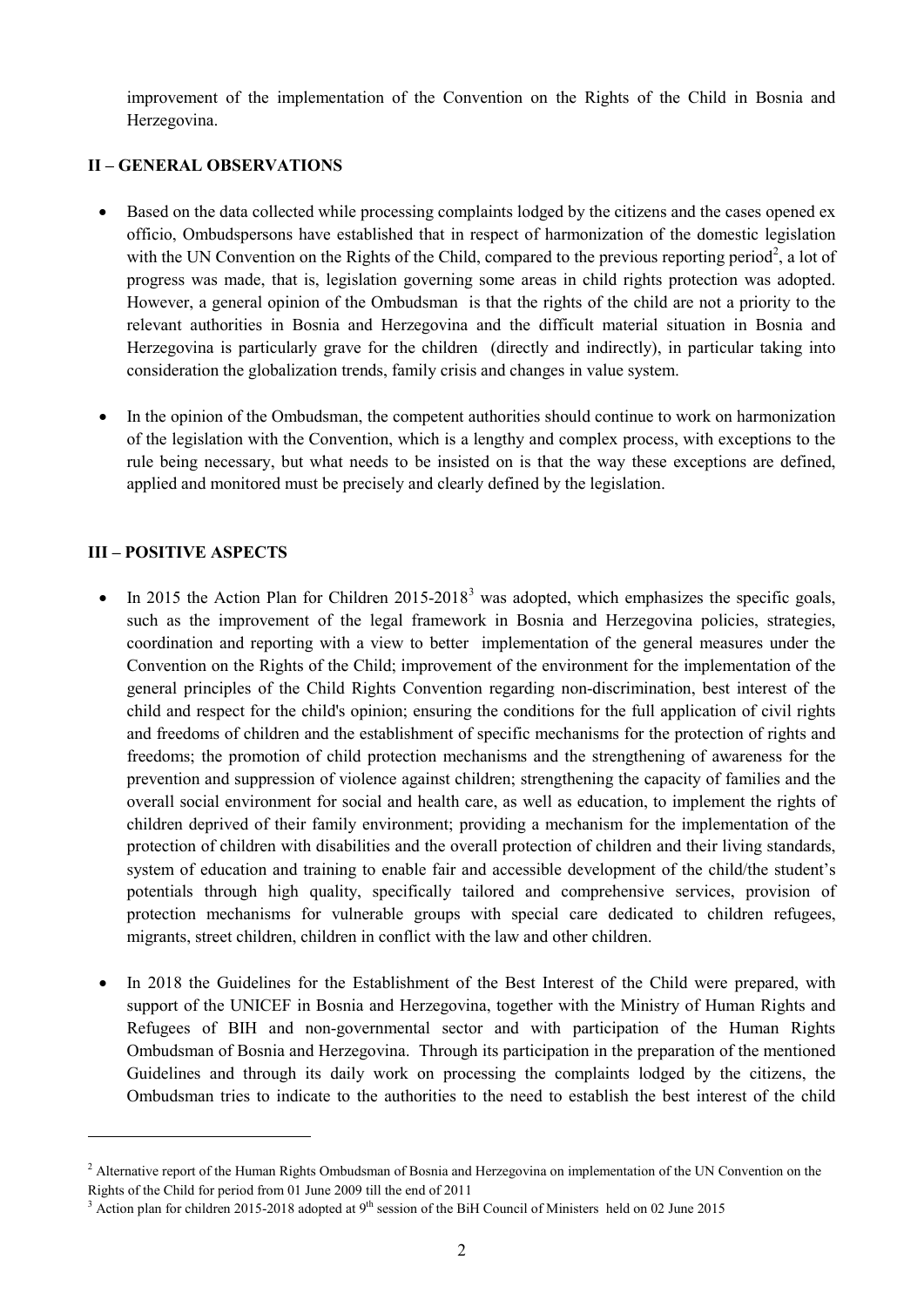improvement of the implementation of the Convention on the Rights of the Child in Bosnia and Herzegovina.

## II – GENERAL OBSERVATIONS

- Based on the data collected while processing complaints lodged by the citizens and the cases opened ex officio, Ombudspersons have established that in respect of harmonization of the domestic legislation with the UN Convention on the Rights of the Child, compared to the previous reporting period[2], a lot of progress was made, that is, legislation governing some areas in child rights protection was adopted. However, a general opinion of the Ombudsman is that the rights of the child are not a priority to the relevant authorities in Bosnia and Herzegovina and the difficult material situation in Bosnia and Herzegovina is particularly grave for the children (directly and indirectly), in particular taking into consideration the globalization trends, family crisis and changes in value system.

- In the opinion of the Ombudsman, the competent authorities should continue to work on harmonization of the legislation with the Convention, which is a lengthy and complex process, with exceptions to the rule being necessary, but what needs to be insisted on is that the way these exceptions are defined, applied and monitored must be precisely and clearly defined by the legislation.

## III – POSITIVE ASPECTS

- In 2015 the Action Plan for Children 2015-2018[3] was adopted, which emphasizes the specific goals, such as the improvement of the legal framework in Bosnia and Herzegovina policies, strategies, coordination and reporting with a view to better implementation of the general measures under the Convention on the Rights of the Child; improvement of the environment for the implementation of the general principles of the Child Rights Convention regarding non-discrimination, best interest of the child and respect for the child's opinion; ensuring the conditions for the full application of civil rights and freedoms of children and the establishment of specific mechanisms for the protection of rights and freedoms; the promotion of child protection mechanisms and the strengthening of awareness for the prevention and suppression of violence against children; strengthening the capacity of families and the overall social environment for social and health care, as well as education, to implement the rights of children deprived of their family environment; providing a mechanism for the implementation of the protection of children with disabilities and the overall protection of children and their living standards, system of education and training to enable fair and accessible development of the child/the student's potentials through high quality, specifically tailored and comprehensive services, provision of protection mechanisms for vulnerable groups with special care dedicated to children refugees, migrants, street children, children in conflict with the law and other children.

- In 2018 the Guidelines for the Establishment of the Best Interest of the Child were prepared, with support of the UNICEF in Bosnia and Herzegovina, together with the Ministry of Human Rights and Refugees of BIH and non-governmental sector and with participation of the Human Rights Ombudsman of Bosnia and Herzegovina. Through its participation in the preparation of the mentioned Guidelines and through its daily work on processing the complaints lodged by the citizens, the Ombudsman tries to indicate to the authorities to the need to establish the best interest of the child

---

[2] Alternative report of the Human Rights Ombudsman of Bosnia and Herzegovina on implementation of the UN Convention on the Rights of the Child for period from 01 June 2009 till the end of 2011

[3] Action plan for children 2015-2018 adopted at 9th session of the BiH Council of Ministers held on 02 June 2015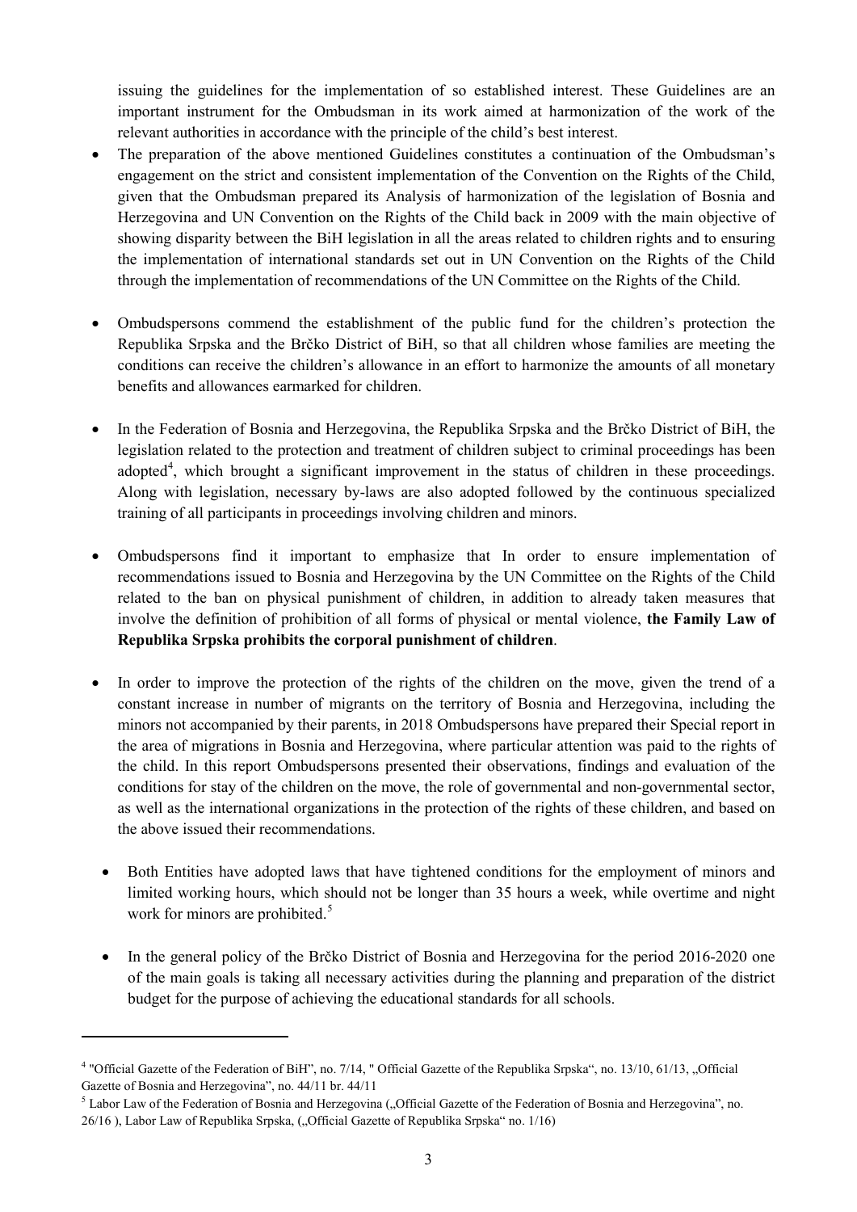issuing the guidelines for the implementation of so established interest. These Guidelines are an important instrument for the Ombudsman in its work aimed at harmonization of the work of the relevant authorities in accordance with the principle of the child's best interest.

- The preparation of the above mentioned Guidelines constitutes a continuation of the Ombudsman's engagement on the strict and consistent implementation of the Convention on the Rights of the Child, given that the Ombudsman prepared its Analysis of harmonization of the legislation of Bosnia and Herzegovina and UN Convention on the Rights of the Child back in 2009 with the main objective of showing disparity between the BiH legislation in all the areas related to children rights and to ensuring the implementation of international standards set out in UN Convention on the Rights of the Child through the implementation of recommendations of the UN Committee on the Rights of the Child.

- Ombudspersons commend the establishment of the public fund for the children's protection the Republika Srpska and the Brčko District of BiH, so that all children whose families are meeting the conditions can receive the children's allowance in an effort to harmonize the amounts of all monetary benefits and allowances earmarked for children.

- In the Federation of Bosnia and Herzegovina, the Republika Srpska and the Brčko District of BiH, the legislation related to the protection and treatment of children subject to criminal proceedings has been adopted[4], which brought a significant improvement in the status of children in these proceedings. Along with legislation, necessary by-laws are also adopted followed by the continuous specialized training of all participants in proceedings involving children and minors.

- Ombudspersons find it important to emphasize that In order to ensure implementation of recommendations issued to Bosnia and Herzegovina by the UN Committee on the Rights of the Child related to the ban on physical punishment of children, in addition to already taken measures that involve the definition of prohibition of all forms of physical or mental violence, **the Family Law of Republika Srpska prohibits the corporal punishment of children**.

- In order to improve the protection of the rights of the children on the move, given the trend of a constant increase in number of migrants on the territory of Bosnia and Herzegovina, including the minors not accompanied by their parents, in 2018 Ombudspersons have prepared their Special report in the area of migrations in Bosnia and Herzegovina, where particular attention was paid to the rights of the child. In this report Ombudspersons presented their observations, findings and evaluation of the conditions for stay of the children on the move, the role of governmental and non-governmental sector, as well as the international organizations in the protection of the rights of these children, and based on the above issued their recommendations.

- Both Entities have adopted laws that have tightened conditions for the employment of minors and limited working hours, which should not be longer than 35 hours a week, while overtime and night work for minors are prohibited.[5]

- In the general policy of the Brčko District of Bosnia and Herzegovina for the period 2016-2020 one of the main goals is taking all necessary activities during the planning and preparation of the district budget for the purpose of achieving the educational standards for all schools.

---

[4] "Official Gazette of the Federation of BiH", no. 7/14, " Official Gazette of the Republika Srpska", no. 13/10, 61/13, „Official Gazette of Bosnia and Herzegovina", no. 44/11 br. 44/11

[5] Labor Law of the Federation of Bosnia and Herzegovina („Official Gazette of the Federation of Bosnia and Herzegovina", no. 26/16 ), Labor Law of Republika Srpska, („Official Gazette of Republika Srpska" no. 1/16)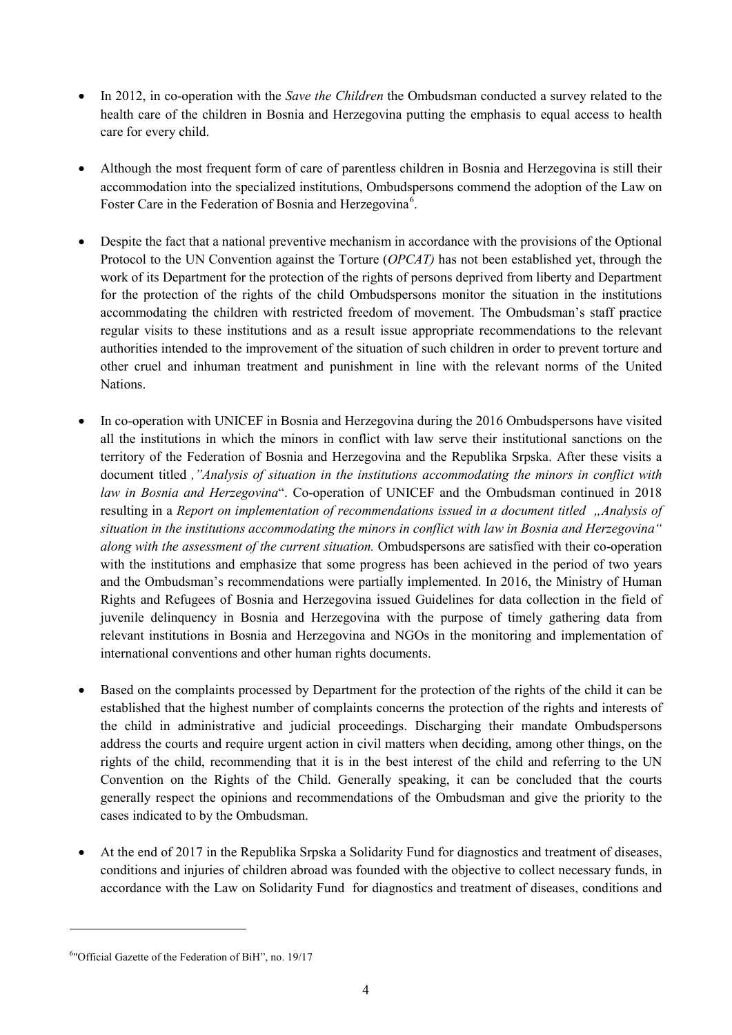- In 2012, in co-operation with the *Save the Children* the Ombudsman conducted a survey related to the health care of the children in Bosnia and Herzegovina putting the emphasis to equal access to health care for every child.

- Although the most frequent form of care of parentless children in Bosnia and Herzegovina is still their accommodation into the specialized institutions, Ombudspersons commend the adoption of the Law on Foster Care in the Federation of Bosnia and Herzegovina[6].

- Despite the fact that a national preventive mechanism in accordance with the provisions of the Optional Protocol to the UN Convention against the Torture (*OPCAT)* has not been established yet, through the work of its Department for the protection of the rights of persons deprived from liberty and Department for the protection of the rights of the child Ombudspersons monitor the situation in the institutions accommodating the children with restricted freedom of movement. The Ombudsman's staff practice regular visits to these institutions and as a result issue appropriate recommendations to the relevant authorities intended to the improvement of the situation of such children in order to prevent torture and other cruel and inhuman treatment and punishment in line with the relevant norms of the United Nations.

- In co-operation with UNICEF in Bosnia and Herzegovina during the 2016 Ombudspersons have visited all the institutions in which the minors in conflict with law serve their institutional sanctions on the territory of the Federation of Bosnia and Herzegovina and the Republika Srpska. After these visits a document titled *,"Analysis of situation in the institutions accommodating the minors in conflict with law in Bosnia and Herzegovina*". Co-operation of UNICEF and the Ombudsman continued in 2018 resulting in a *Report on implementation of recommendations issued in a document titled „Analysis of situation in the institutions accommodating the minors in conflict with law in Bosnia and Herzegovina" along with the assessment of the current situation.* Ombudspersons are satisfied with their co-operation with the institutions and emphasize that some progress has been achieved in the period of two years and the Ombudsman's recommendations were partially implemented. In 2016, the Ministry of Human Rights and Refugees of Bosnia and Herzegovina issued Guidelines for data collection in the field of juvenile delinquency in Bosnia and Herzegovina with the purpose of timely gathering data from relevant institutions in Bosnia and Herzegovina and NGOs in the monitoring and implementation of international conventions and other human rights documents.

- Based on the complaints processed by Department for the protection of the rights of the child it can be established that the highest number of complaints concerns the protection of the rights and interests of the child in administrative and judicial proceedings. Discharging their mandate Ombudspersons address the courts and require urgent action in civil matters when deciding, among other things, on the rights of the child, recommending that it is in the best interest of the child and referring to the UN Convention on the Rights of the Child. Generally speaking, it can be concluded that the courts generally respect the opinions and recommendations of the Ombudsman and give the priority to the cases indicated to by the Ombudsman.

- At the end of 2017 in the Republika Srpska a Solidarity Fund for diagnostics and treatment of diseases, conditions and injuries of children abroad was founded with the objective to collect necessary funds, in accordance with the Law on Solidarity Fund for diagnostics and treatment of diseases, conditions and

---

[6] "Official Gazette of the Federation of BiH", no. 19/17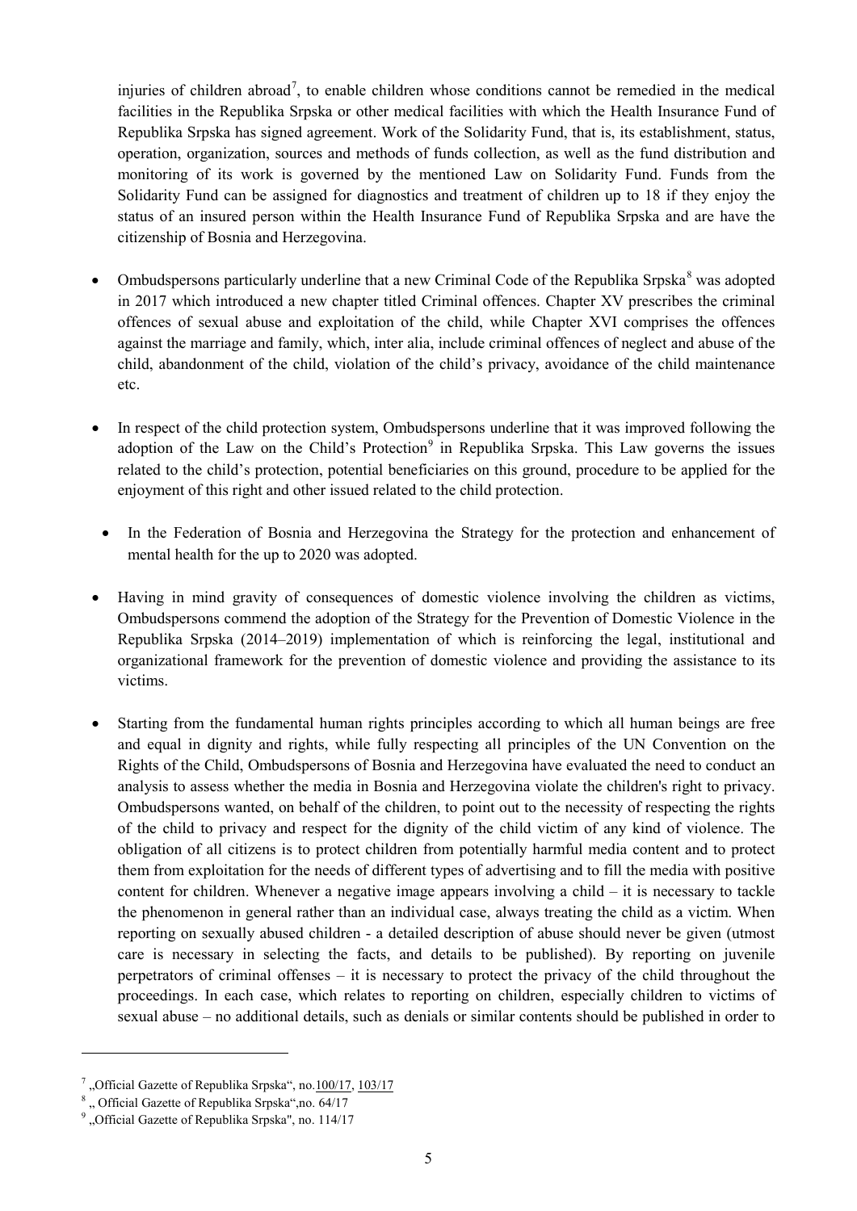injuries of children abroad[7], to enable children whose conditions cannot be remedied in the medical facilities in the Republika Srpska or other medical facilities with which the Health Insurance Fund of Republika Srpska has signed agreement. Work of the Solidarity Fund, that is, its establishment, status, operation, organization, sources and methods of funds collection, as well as the fund distribution and monitoring of its work is governed by the mentioned Law on Solidarity Fund. Funds from the Solidarity Fund can be assigned for diagnostics and treatment of children up to 18 if they enjoy the status of an insured person within the Health Insurance Fund of Republika Srpska and are have the citizenship of Bosnia and Herzegovina.

- Ombudspersons particularly underline that a new Criminal Code of the Republika Srpska[8] was adopted in 2017 which introduced a new chapter titled Criminal offences. Chapter XV prescribes the criminal offences of sexual abuse and exploitation of the child, while Chapter XVI comprises the offences against the marriage and family, which, inter alia, include criminal offences of neglect and abuse of the child, abandonment of the child, violation of the child's privacy, avoidance of the child maintenance etc.

- In respect of the child protection system, Ombudspersons underline that it was improved following the adoption of the Law on the Child's Protection[9] in Republika Srpska. This Law governs the issues related to the child's protection, potential beneficiaries on this ground, procedure to be applied for the enjoyment of this right and other issued related to the child protection.

- In the Federation of Bosnia and Herzegovina the Strategy for the protection and enhancement of mental health for the up to 2020 was adopted.

- Having in mind gravity of consequences of domestic violence involving the children as victims, Ombudspersons commend the adoption of the Strategy for the Prevention of Domestic Violence in the Republika Srpska (2014–2019) implementation of which is reinforcing the legal, institutional and organizational framework for the prevention of domestic violence and providing the assistance to its victims.

- Starting from the fundamental human rights principles according to which all human beings are free and equal in dignity and rights, while fully respecting all principles of the UN Convention on the Rights of the Child, Ombudspersons of Bosnia and Herzegovina have evaluated the need to conduct an analysis to assess whether the media in Bosnia and Herzegovina violate the children's right to privacy. Ombudspersons wanted, on behalf of the children, to point out to the necessity of respecting the rights of the child to privacy and respect for the dignity of the child victim of any kind of violence. The obligation of all citizens is to protect children from potentially harmful media content and to protect them from exploitation for the needs of different types of advertising and to fill the media with positive content for children. Whenever a negative image appears involving a child – it is necessary to tackle the phenomenon in general rather than an individual case, always treating the child as a victim. When reporting on sexually abused children - a detailed description of abuse should never be given (utmost care is necessary in selecting the facts, and details to be published). By reporting on juvenile perpetrators of criminal offenses – it is necessary to protect the privacy of the child throughout the proceedings. In each case, which relates to reporting on children, especially children to victims of sexual abuse – no additional details, such as denials or similar contents should be published in order to

---

[7] „Official Gazette of Republika Srpska", no.100/17, 103/17

[8] „ Official Gazette of Republika Srpska",no. 64/17

[9] „Official Gazette of Republika Srpska", no. 114/17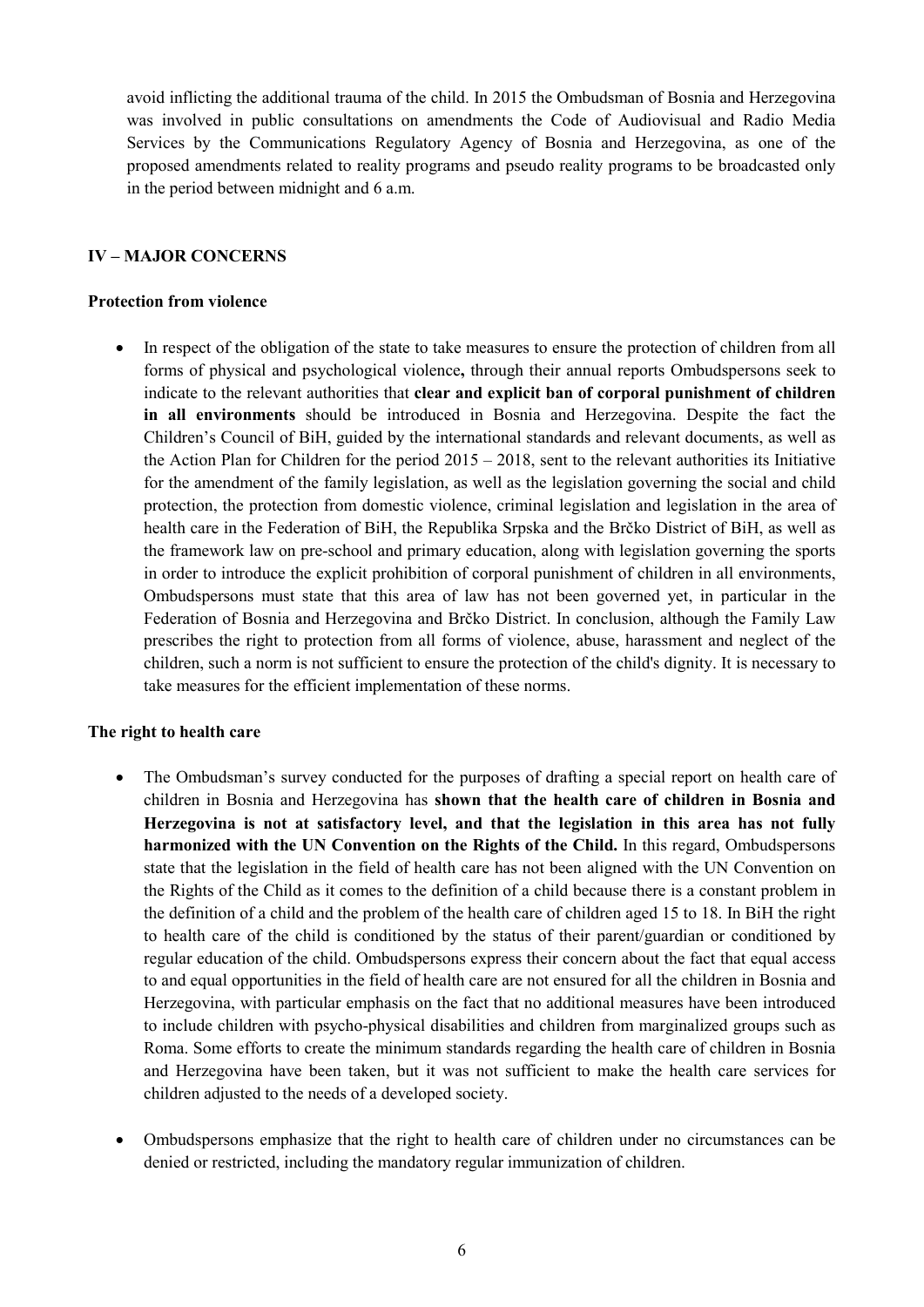avoid inflicting the additional trauma of the child. In 2015 the Ombudsman of Bosnia and Herzegovina was involved in public consultations on amendments the Code of Audiovisual and Radio Media Services by the Communications Regulatory Agency of Bosnia and Herzegovina, as one of the proposed amendments related to reality programs and pseudo reality programs to be broadcasted only in the period between midnight and 6 a.m.

## IV – MAJOR CONCERNS

### Protection from violence

- In respect of the obligation of the state to take measures to ensure the protection of children from all forms of physical and psychological violence**,** through their annual reports Ombudspersons seek to indicate to the relevant authorities that **clear and explicit ban of corporal punishment of children in all environments** should be introduced in Bosnia and Herzegovina. Despite the fact the Children's Council of BiH, guided by the international standards and relevant documents, as well as the Action Plan for Children for the period 2015 – 2018, sent to the relevant authorities its Initiative for the amendment of the family legislation, as well as the legislation governing the social and child protection, the protection from domestic violence, criminal legislation and legislation in the area of health care in the Federation of BiH, the Republika Srpska and the Brčko District of BiH, as well as the framework law on pre-school and primary education, along with legislation governing the sports in order to introduce the explicit prohibition of corporal punishment of children in all environments, Ombudspersons must state that this area of law has not been governed yet, in particular in the Federation of Bosnia and Herzegovina and Brčko District. In conclusion, although the Family Law prescribes the right to protection from all forms of violence, abuse, harassment and neglect of the children, such a norm is not sufficient to ensure the protection of the child's dignity. It is necessary to take measures for the efficient implementation of these norms.

### The right to health care

- The Ombudsman's survey conducted for the purposes of drafting a special report on health care of children in Bosnia and Herzegovina has **shown that the health care of children in Bosnia and Herzegovina is not at satisfactory level, and that the legislation in this area has not fully harmonized with the UN Convention on the Rights of the Child.** In this regard, Ombudspersons state that the legislation in the field of health care has not been aligned with the UN Convention on the Rights of the Child as it comes to the definition of a child because there is a constant problem in the definition of a child and the problem of the health care of children aged 15 to 18. In BiH the right to health care of the child is conditioned by the status of their parent/guardian or conditioned by regular education of the child. Ombudspersons express their concern about the fact that equal access to and equal opportunities in the field of health care are not ensured for all the children in Bosnia and Herzegovina, with particular emphasis on the fact that no additional measures have been introduced to include children with psycho-physical disabilities and children from marginalized groups such as Roma. Some efforts to create the minimum standards regarding the health care of children in Bosnia and Herzegovina have been taken, but it was not sufficient to make the health care services for children adjusted to the needs of a developed society.

- Ombudspersons emphasize that the right to health care of children under no circumstances can be denied or restricted, including the mandatory regular immunization of children.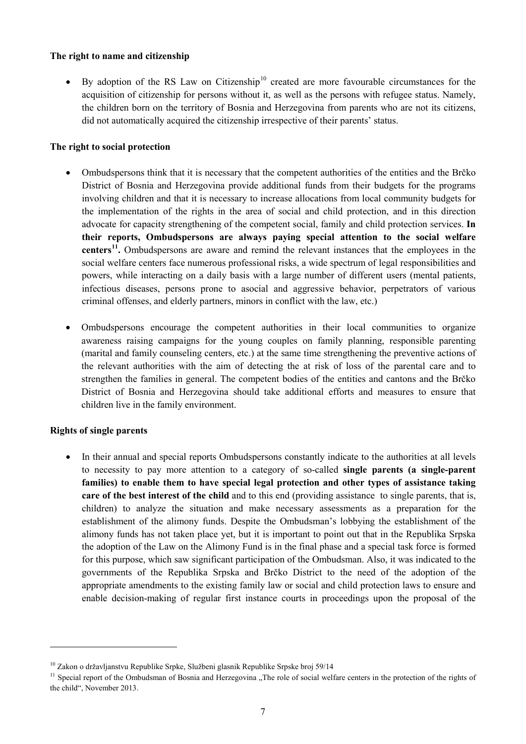**The right to name and citizenship**

- By adoption of the RS Law on Citizenship[10] created are more favourable circumstances for the acquisition of citizenship for persons without it, as well as the persons with refugee status. Namely, the children born on the territory of Bosnia and Herzegovina from parents who are not its citizens, did not automatically acquired the citizenship irrespective of their parents' status.

**The right to social protection**

- Ombudspersons think that it is necessary that the competent authorities of the entities and the Brčko District of Bosnia and Herzegovina provide additional funds from their budgets for the programs involving children and that it is necessary to increase allocations from local community budgets for the implementation of the rights in the area of social and child protection, and in this direction advocate for capacity strengthening of the competent social, family and child protection services. **In their reports, Ombudspersons are always paying special attention to the social welfare centers[11].** Ombudspersons are aware and remind the relevant instances that the employees in the social welfare centers face numerous professional risks, a wide spectrum of legal responsibilities and powers, while interacting on a daily basis with a large number of different users (mental patients, infectious diseases, persons prone to asocial and aggressive behavior, perpetrators of various criminal offenses, and elderly partners, minors in conflict with the law, etc.)

- Ombudspersons encourage the competent authorities in their local communities to organize awareness raising campaigns for the young couples on family planning, responsible parenting (marital and family counseling centers, etc.) at the same time strengthening the preventive actions of the relevant authorities with the aim of detecting the at risk of loss of the parental care and to strengthen the families in general. The competent bodies of the entities and cantons and the Brčko District of Bosnia and Herzegovina should take additional efforts and measures to ensure that children live in the family environment.

**Rights of single parents**

- In their annual and special reports Ombudspersons constantly indicate to the authorities at all levels to necessity to pay more attention to a category of so-called **single parents (a single-parent families) to enable them to have special legal protection and other types of assistance taking care of the best interest of the child** and to this end (providing assistance to single parents, that is, children) to analyze the situation and make necessary assessments as a preparation for the establishment of the alimony funds. Despite the Ombudsman's lobbying the establishment of the alimony funds has not taken place yet, but it is important to point out that in the Republika Srpska the adoption of the Law on the Alimony Fund is in the final phase and a special task force is formed for this purpose, which saw significant participation of the Ombudsman. Also, it was indicated to the governments of the Republika Srpska and Brčko District to the need of the adoption of the appropriate amendments to the existing family law or social and child protection laws to ensure and enable decision-making of regular first instance courts in proceedings upon the proposal of the

---

[10] Zakon o državljanstvu Republike Srpke, Službeni glasnik Republike Srpske broj 59/14

[11] Special report of the Ombudsman of Bosnia and Herzegovina „The role of social welfare centers in the protection of the rights of the child", November 2013.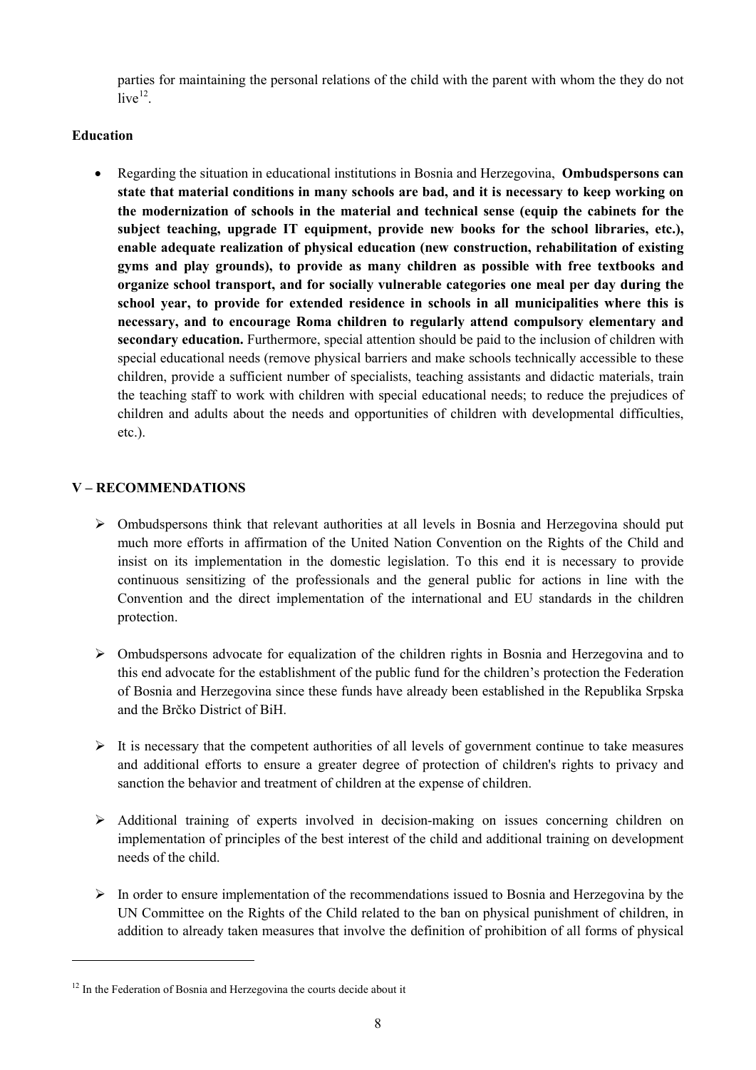parties for maintaining the personal relations of the child with the parent with whom the they do not live[12].

**Education**

- Regarding the situation in educational institutions in Bosnia and Herzegovina, **Ombudspersons can state that material conditions in many schools are bad, and it is necessary to keep working on the modernization of schools in the material and technical sense (equip the cabinets for the subject teaching, upgrade IT equipment, provide new books for the school libraries, etc.), enable adequate realization of physical education (new construction, rehabilitation of existing gyms and play grounds), to provide as many children as possible with free textbooks and organize school transport, and for socially vulnerable categories one meal per day during the school year, to provide for extended residence in schools in all municipalities where this is necessary, and to encourage Roma children to regularly attend compulsory elementary and secondary education.** Furthermore, special attention should be paid to the inclusion of children with special educational needs (remove physical barriers and make schools technically accessible to these children, provide a sufficient number of specialists, teaching assistants and didactic materials, train the teaching staff to work with children with special educational needs; to reduce the prejudices of children and adults about the needs and opportunities of children with developmental difficulties, etc.).

## V – RECOMMENDATIONS

- Ombudspersons think that relevant authorities at all levels in Bosnia and Herzegovina should put much more efforts in affirmation of the United Nation Convention on the Rights of the Child and insist on its implementation in the domestic legislation. To this end it is necessary to provide continuous sensitizing of the professionals and the general public for actions in line with the Convention and the direct implementation of the international and EU standards in the children protection.
- Ombudspersons advocate for equalization of the children rights in Bosnia and Herzegovina and to this end advocate for the establishment of the public fund for the children's protection the Federation of Bosnia and Herzegovina since these funds have already been established in the Republika Srpska and the Brčko District of BiH.
- It is necessary that the competent authorities of all levels of government continue to take measures and additional efforts to ensure a greater degree of protection of children's rights to privacy and sanction the behavior and treatment of children at the expense of children.
- Additional training of experts involved in decision-making on issues concerning children on implementation of principles of the best interest of the child and additional training on development needs of the child.
- In order to ensure implementation of the recommendations issued to Bosnia and Herzegovina by the UN Committee on the Rights of the Child related to the ban on physical punishment of children, in addition to already taken measures that involve the definition of prohibition of all forms of physical

---

[12] In the Federation of Bosnia and Herzegovina the courts decide about it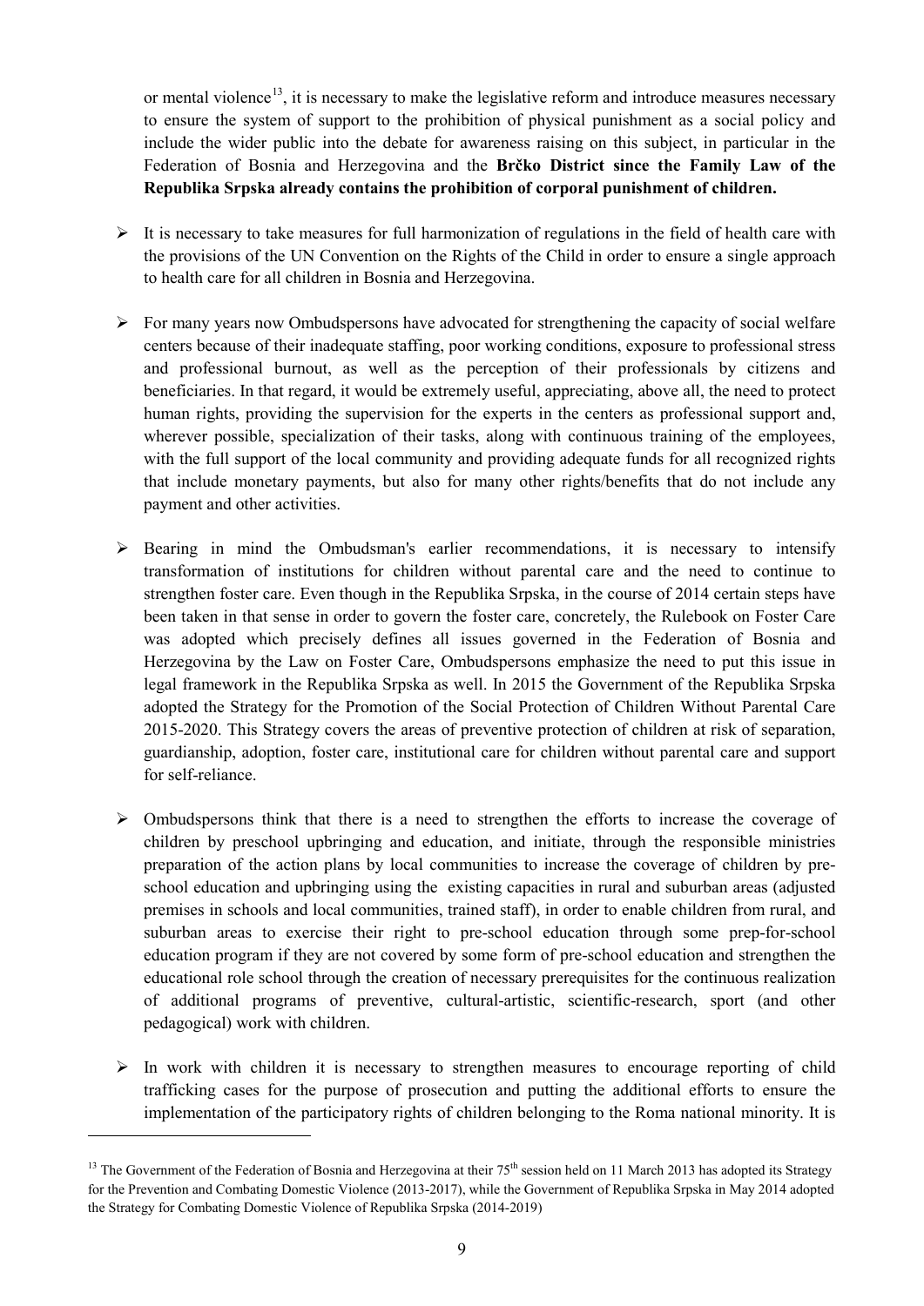or mental violence[13], it is necessary to make the legislative reform and introduce measures necessary to ensure the system of support to the prohibition of physical punishment as a social policy and include the wider public into the debate for awareness raising on this subject, in particular in the Federation of Bosnia and Herzegovina and the **Brčko District since the Family Law of the Republika Srpska already contains the prohibition of corporal punishment of children.**

- It is necessary to take measures for full harmonization of regulations in the field of health care with the provisions of the UN Convention on the Rights of the Child in order to ensure a single approach to health care for all children in Bosnia and Herzegovina.

- For many years now Ombudspersons have advocated for strengthening the capacity of social welfare centers because of their inadequate staffing, poor working conditions, exposure to professional stress and professional burnout, as well as the perception of their professionals by citizens and beneficiaries. In that regard, it would be extremely useful, appreciating, above all, the need to protect human rights, providing the supervision for the experts in the centers as professional support and, wherever possible, specialization of their tasks, along with continuous training of the employees, with the full support of the local community and providing adequate funds for all recognized rights that include monetary payments, but also for many other rights/benefits that do not include any payment and other activities.

- Bearing in mind the Ombudsman's earlier recommendations, it is necessary to intensify transformation of institutions for children without parental care and the need to continue to strengthen foster care. Even though in the Republika Srpska, in the course of 2014 certain steps have been taken in that sense in order to govern the foster care, concretely, the Rulebook on Foster Care was adopted which precisely defines all issues governed in the Federation of Bosnia and Herzegovina by the Law on Foster Care, Ombudspersons emphasize the need to put this issue in legal framework in the Republika Srpska as well. In 2015 the Government of the Republika Srpska adopted the Strategy for the Promotion of the Social Protection of Children Without Parental Care 2015-2020. This Strategy covers the areas of preventive protection of children at risk of separation, guardianship, adoption, foster care, institutional care for children without parental care and support for self-reliance.

- Ombudspersons think that there is a need to strengthen the efforts to increase the coverage of children by preschool upbringing and education, and initiate, through the responsible ministries preparation of the action plans by local communities to increase the coverage of children by pre-school education and upbringing using the existing capacities in rural and suburban areas (adjusted premises in schools and local communities, trained staff), in order to enable children from rural, and suburban areas to exercise their right to pre-school education through some prep-for-school education program if they are not covered by some form of pre-school education and strengthen the educational role school through the creation of necessary prerequisites for the continuous realization of additional programs of preventive, cultural-artistic, scientific-research, sport (and other pedagogical) work with children.

- In work with children it is necessary to strengthen measures to encourage reporting of child trafficking cases for the purpose of prosecution and putting the additional efforts to ensure the implementation of the participatory rights of children belonging to the Roma national minority. It is

[13] The Government of the Federation of Bosnia and Herzegovina at their 75th session held on 11 March 2013 has adopted its Strategy for the Prevention and Combating Domestic Violence (2013-2017), while the Government of Republika Srpska in May 2014 adopted the Strategy for Combating Domestic Violence of Republika Srpska (2014-2019)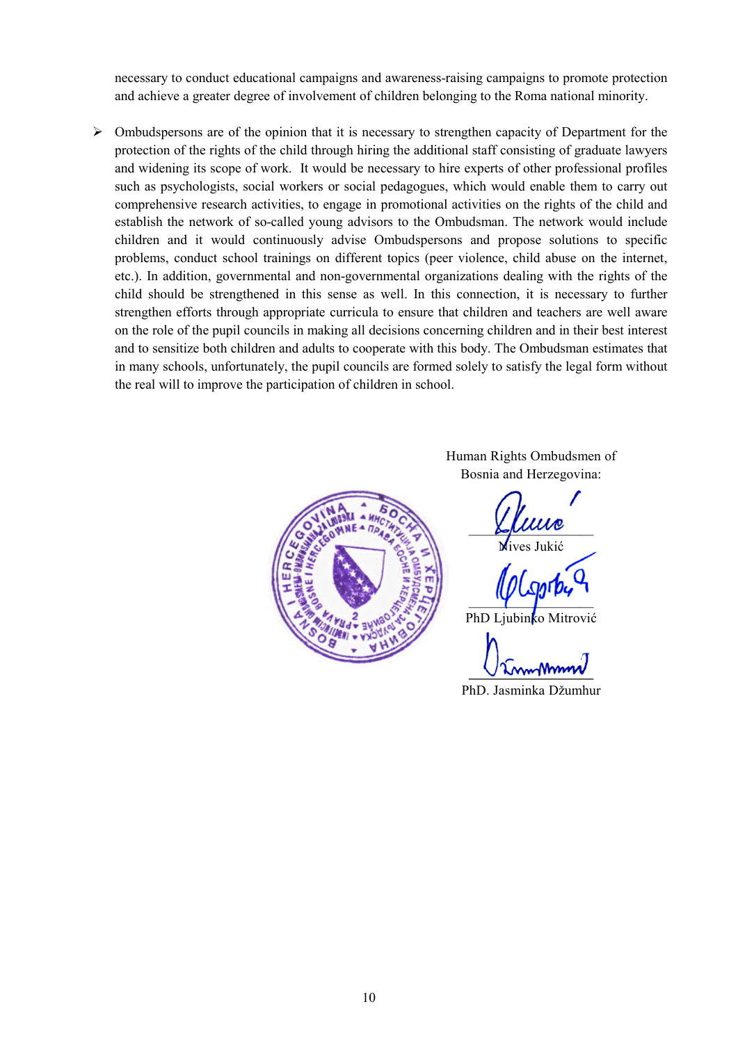necessary to conduct educational campaigns and awareness-raising campaigns to promote protection and achieve a greater degree of involvement of children belonging to the Roma national minority.

- Ombudspersons are of the opinion that it is necessary to strengthen capacity of Department for the protection of the rights of the child through hiring the additional staff consisting of graduate lawyers and widening its scope of work. It would be necessary to hire experts of other professional profiles such as psychologists, social workers or social pedagogues, which would enable them to carry out comprehensive research activities, to engage in promotional activities on the rights of the child and establish the network of so-called young advisors to the Ombudsman. The network would include children and it would continuously advise Ombudspersons and propose solutions to specific problems, conduct school trainings on different topics (peer violence, child abuse on the internet, etc.). In addition, governmental and non-governmental organizations dealing with the rights of the child should be strengthened in this sense as well. In this connection, it is necessary to further strengthen efforts through appropriate curricula to ensure that children and teachers are well aware on the role of the pupil councils in making all decisions concerning children and in their best interest and to sensitize both children and adults to cooperate with this body. The Ombudsman estimates that in many schools, unfortunately, the pupil councils are formed solely to satisfy the legal form without the real will to improve the participation of children in school.

Human Rights Ombudsmen of Bosnia and Herzegovina:

Nives Jukić

PhD Ljubinko Mitrović

PhD. Jasminka Džumhur